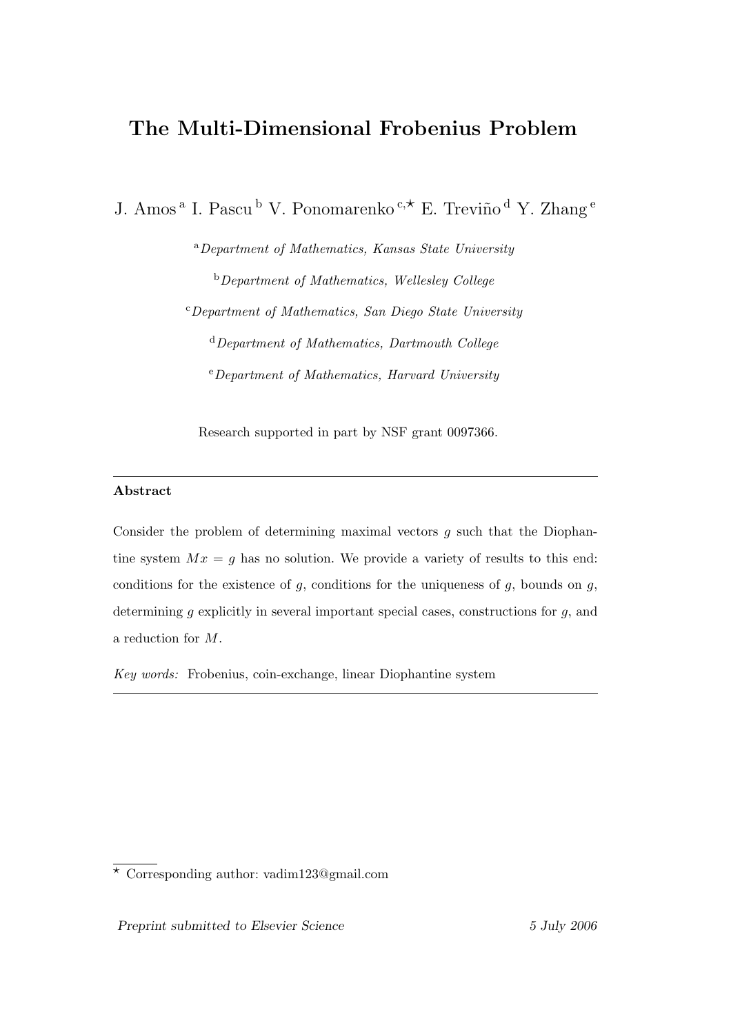# The Multi-Dimensional Frobenius Problem

J. Amos [a] I. Pascu [b] V. Ponomarenko [c,⋆] E. Treviño [d] Y. Zhang [e]

[a] *Department of Mathematics, Kansas State University*

[b] *Department of Mathematics, Wellesley College*

[c] *Department of Mathematics, San Diego State University*

[d] *Department of Mathematics, Dartmouth College*

[e] *Department of Mathematics, Harvard University*

Research supported in part by NSF grant 0097366.

---

**Abstract**

Consider the problem of determining maximal vectors $g$ such that the Diophantine system $Mx = g$ has no solution. We provide a variety of results to this end: conditions for the existence of $g$, conditions for the uniqueness of $g$, bounds on $g$, determining $g$ explicitly in several important special cases, constructions for $g$, and a reduction for $M$.

*Key words:* Frobenius, coin-exchange, linear Diophantine system

---

⋆ Corresponding author: vadim123@gmail.com

*Preprint submitted to Elsevier Science* *5 July 2006*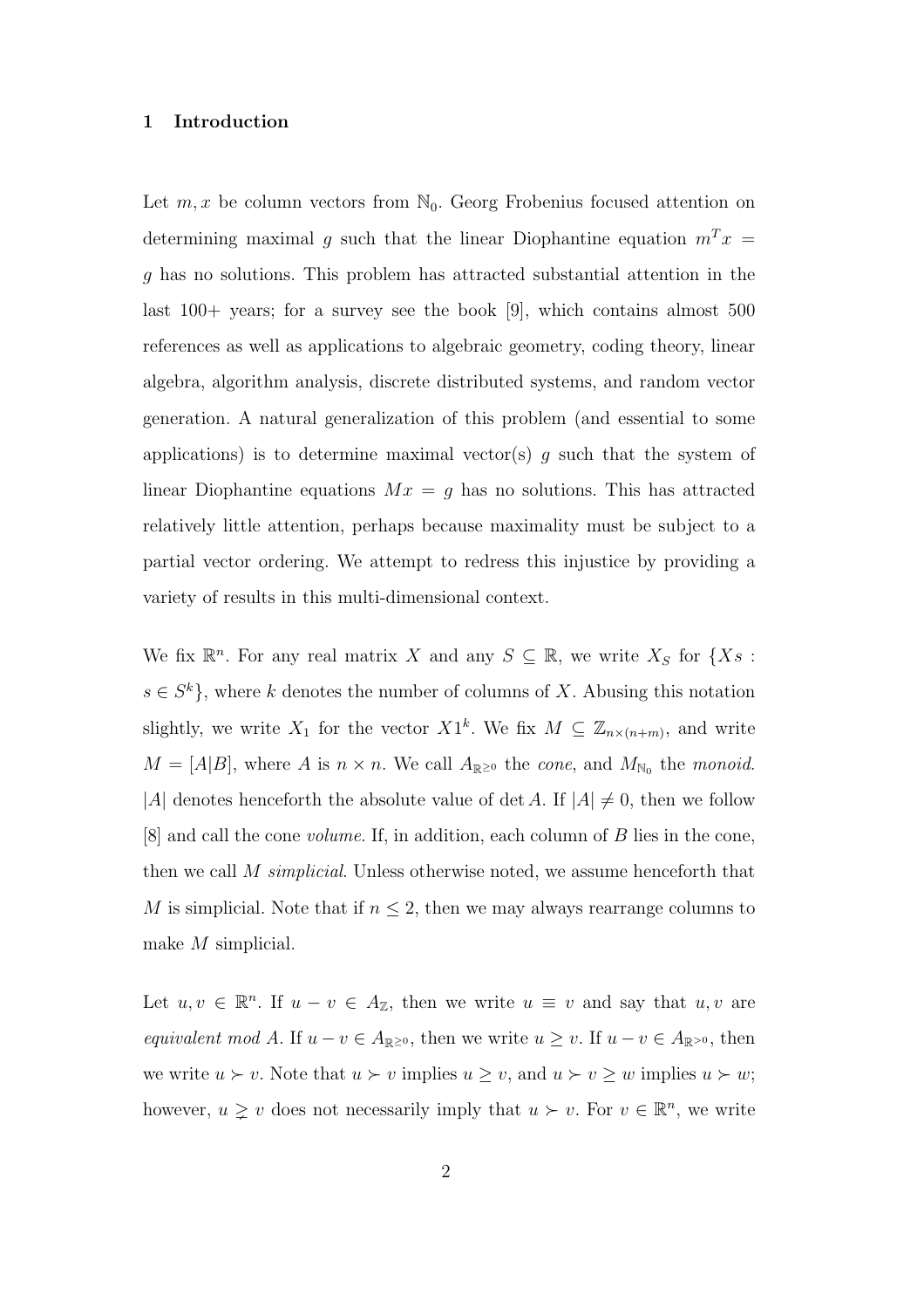## 1 Introduction

Let $m, x$ be column vectors from $\mathbb{N}_0$. Georg Frobenius focused attention on determining maximal $g$ such that the linear Diophantine equation $m^T x = g$ has no solutions. This problem has attracted substantial attention in the last 100+ years; for a survey see the book [9], which contains almost 500 references as well as applications to algebraic geometry, coding theory, linear algebra, algorithm analysis, discrete distributed systems, and random vector generation. A natural generalization of this problem (and essential to some applications) is to determine maximal vector(s) $g$ such that the system of linear Diophantine equations $Mx = g$ has no solutions. This has attracted relatively little attention, perhaps because maximality must be subject to a partial vector ordering. We attempt to redress this injustice by providing a variety of results in this multi-dimensional context.

We fix $\mathbb{R}^n$. For any real matrix $X$ and any $S \subseteq \mathbb{R}$, we write $X_S$ for $\{Xs : s \in S^k\}$, where $k$ denotes the number of columns of $X$. Abusing this notation slightly, we write $X_1$ for the vector $X1^k$. We fix $M \subseteq \mathbb{Z}_{n\times(n+m)}$, and write $M = [A|B]$, where $A$ is $n \times n$. We call $A_{\mathbb{R}^{\geq 0}}$ the *cone*, and $M_{\mathbb{N}_0}$ the *monoid*. $|A|$ denotes henceforth the absolute value of $\det A$. If $|A| \neq 0$, then we follow [8] and call the cone *volume*. If, in addition, each column of $B$ lies in the cone, then we call $M$ *simplicial*. Unless otherwise noted, we assume henceforth that $M$ is simplicial. Note that if $n \leq 2$, then we may always rearrange columns to make $M$ simplicial.

Let $u, v \in \mathbb{R}^n$. If $u - v \in A_{\mathbb{Z}}$, then we write $u \equiv v$ and say that $u, v$ are *equivalent mod A*. If $u - v \in A_{\mathbb{R}^{\geq 0}}$, then we write $u \geq v$. If $u - v \in A_{\mathbb{R}^{>0}}$, then we write $u \succ v$. Note that $u \succ v$ implies $u \geq v$, and $u \succ v \geq w$ implies $u \succ w$; however, $u \gneq v$ does not necessarily imply that $u \succ v$. For $v \in \mathbb{R}^n$, we write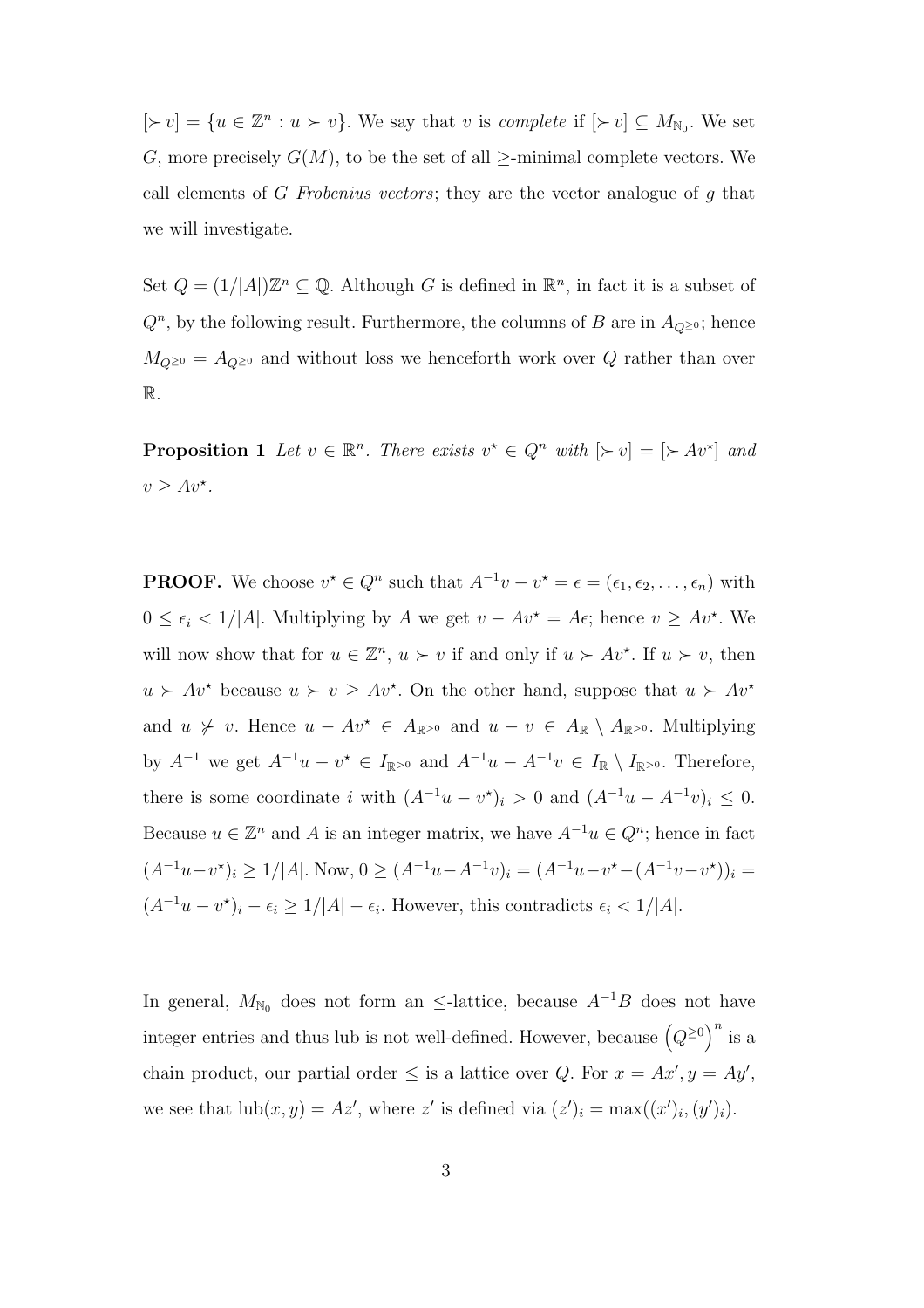$[\succ v] = \{u \in \mathbb{Z}^n : u \succ v\}$. We say that $v$ is *complete* if $[\succ v] \subseteq M_{\mathbb{N}_0}$. We set $G$, more precisely $G(M)$, to be the set of all $\geq$-minimal complete vectors. We call elements of $G$ *Frobenius vectors*; they are the vector analogue of $g$ that we will investigate.

Set $Q = (1/|A|)\mathbb{Z}^n \subseteq \mathbb{Q}$. Although $G$ is defined in $\mathbb{R}^n$, in fact it is a subset of $Q^n$, by the following result. Furthermore, the columns of $B$ are in $A_{Q^{\geq 0}}$; hence $M_{Q^{\geq 0}} = A_{Q^{\geq 0}}$ and without loss we henceforth work over $Q$ rather than over $\mathbb{R}$.

**Proposition 1** *Let $v \in \mathbb{R}^n$. There exists $v^\star \in Q^n$ with $[\succ v] = [\succ Av^\star]$ and $v \geq Av^\star$.*

**PROOF.** We choose $v^\star \in Q^n$ such that $A^{-1}v - v^\star = \epsilon = (\epsilon_1, \epsilon_2, \ldots, \epsilon_n)$ with $0 \leq \epsilon_i < 1/|A|$. Multiplying by $A$ we get $v - Av^\star = A\epsilon$; hence $v \geq Av^\star$. We will now show that for $u \in \mathbb{Z}^n$, $u \succ v$ if and only if $u \succ Av^\star$. If $u \succ v$, then $u \succ Av^\star$ because $u \succ v \geq Av^\star$. On the other hand, suppose that $u \succ Av^\star$ and $u \not\succ v$. Hence $u - Av^\star \in A_{\mathbb{R}^{>0}}$ and $u - v \in A_{\mathbb{R}} \setminus A_{\mathbb{R}^{>0}}$. Multiplying by $A^{-1}$ we get $A^{-1}u - v^\star \in I_{\mathbb{R}^{>0}}$ and $A^{-1}u - A^{-1}v \in I_{\mathbb{R}} \setminus I_{\mathbb{R}^{>0}}$. Therefore, there is some coordinate $i$ with $(A^{-1}u - v^\star)_i > 0$ and $(A^{-1}u - A^{-1}v)_i \leq 0$. Because $u \in \mathbb{Z}^n$ and $A$ is an integer matrix, we have $A^{-1}u \in Q^n$; hence in fact $(A^{-1}u - v^\star)_i \geq 1/|A|$. Now, $0 \geq (A^{-1}u - A^{-1}v)_i = (A^{-1}u - v^\star - (A^{-1}v - v^\star))_i = (A^{-1}u - v^\star)_i - \epsilon_i \geq 1/|A| - \epsilon_i$. However, this contradicts $\epsilon_i < 1/|A|$.

In general, $M_{\mathbb{N}_0}$ does not form an $\leq$-lattice, because $A^{-1}B$ does not have integer entries and thus lub is not well-defined. However, because $\left(Q^{\geq 0}\right)^n$ is a chain product, our partial order $\leq$ is a lattice over $Q$. For $x = Ax', y = Ay'$, we see that $\mathrm{lub}(x, y) = Az'$, where $z'$ is defined via $(z')_i = \max((x')_i, (y')_i)$.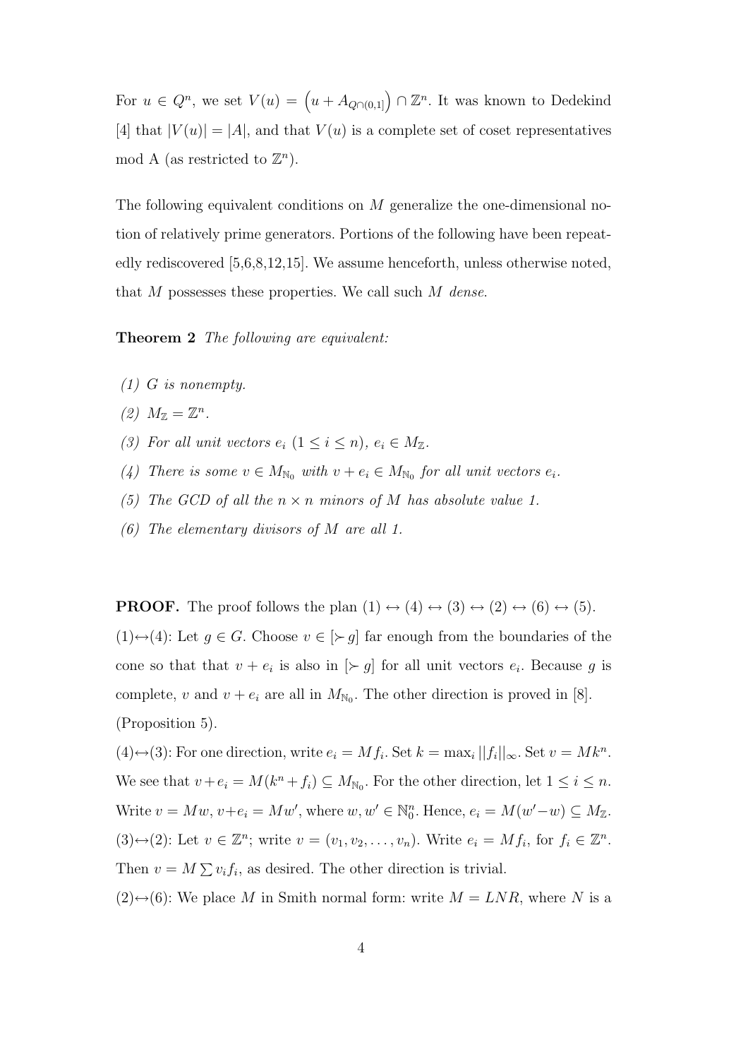For $u \in Q^n$, we set $V(u) = \left(u + A_{Q\cap(0,1]}\right) \cap \mathbb{Z}^n$. It was known to Dedekind [4] that $|V(u)| = |A|$, and that $V(u)$ is a complete set of coset representatives mod A (as restricted to $\mathbb{Z}^n$).

The following equivalent conditions on $M$ generalize the one-dimensional notion of relatively prime generators. Portions of the following have been repeatedly rediscovered [5,6,8,12,15]. We assume henceforth, unless otherwise noted, that $M$ possesses these properties. We call such $M$ *dense*.

**Theorem 2** *The following are equivalent:*

*(1) $G$ is nonempty.*

*(2) $M_{\mathbb{Z}} = \mathbb{Z}^n$.*

*(3) For all unit vectors $e_i$ $(1 \leq i \leq n)$, $e_i \in M_{\mathbb{Z}}$.*

*(4) There is some $v \in M_{\mathbb{N}_0}$ with $v + e_i \in M_{\mathbb{N}_0}$ for all unit vectors $e_i$.*

*(5) The GCD of all the $n \times n$ minors of $M$ has absolute value 1.*

*(6) The elementary divisors of $M$ are all 1.*

**PROOF.** The proof follows the plan $(1) \leftrightarrow (4) \leftrightarrow (3) \leftrightarrow (2) \leftrightarrow (6) \leftrightarrow (5)$.

$(1)\leftrightarrow(4)$: Let $g \in G$. Choose $v \in [\succ g]$ far enough from the boundaries of the cone so that that $v + e_i$ is also in $[\succ g]$ for all unit vectors $e_i$. Because $g$ is complete, $v$ and $v + e_i$ are all in $M_{\mathbb{N}_0}$. The other direction is proved in [8]. (Proposition 5).

$(4)\leftrightarrow(3)$: For one direction, write $e_i = Mf_i$. Set $k = \max_i ||f_i||_\infty$. Set $v = Mk^n$. We see that $v + e_i = M(k^n + f_i) \subseteq M_{\mathbb{N}_0}$. For the other direction, let $1 \leq i \leq n$. Write $v = Mw$, $v + e_i = Mw'$, where $w, w' \in \mathbb{N}_0^n$. Hence, $e_i = M(w' - w) \subseteq M_{\mathbb{Z}}$.

$(3)\leftrightarrow(2)$: Let $v \in \mathbb{Z}^n$; write $v = (v_1, v_2, \ldots, v_n)$. Write $e_i = Mf_i$, for $f_i \in \mathbb{Z}^n$. Then $v = M \sum v_i f_i$, as desired. The other direction is trivial.

$(2)\leftrightarrow(6)$: We place $M$ in Smith normal form: write $M = LNR$, where $N$ is a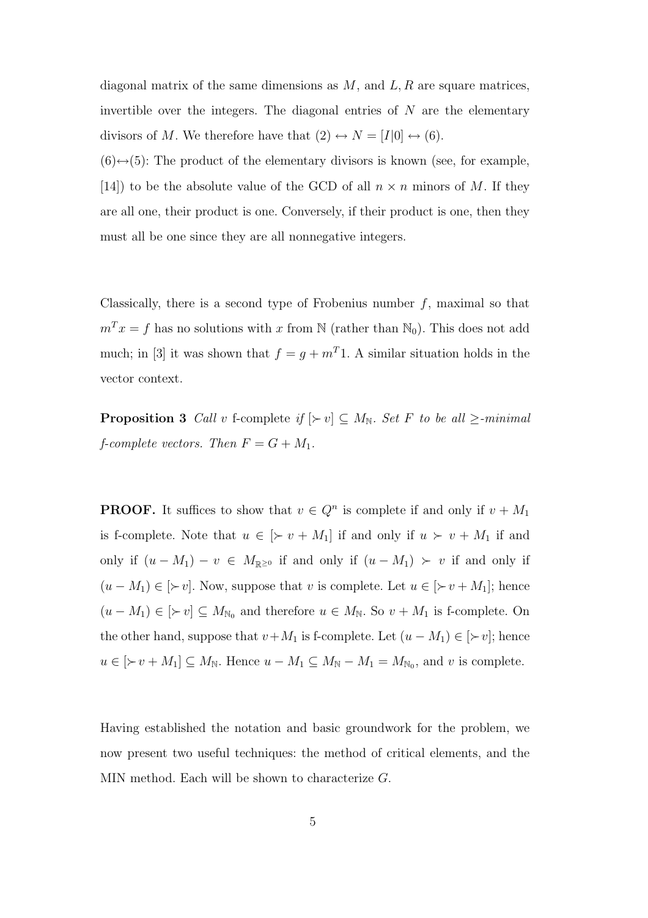diagonal matrix of the same dimensions as $M$, and $L, R$ are square matrices, invertible over the integers. The diagonal entries of $N$ are the elementary divisors of $M$. We therefore have that $(2) \leftrightarrow N = [I|0] \leftrightarrow (6)$.

$(6)\leftrightarrow(5)$: The product of the elementary divisors is known (see, for example, [14]) to be the absolute value of the GCD of all $n \times n$ minors of $M$. If they are all one, their product is one. Conversely, if their product is one, then they must all be one since they are all nonnegative integers.

Classically, there is a second type of Frobenius number $f$, maximal so that $m^T x = f$ has no solutions with $x$ from $\mathbb{N}$ (rather than $\mathbb{N}_0$). This does not add much; in [3] it was shown that $f = g + m^T 1$. A similar situation holds in the vector context.

**Proposition 3** *Call $v$ f-complete if $[\succ v] \subseteq M_{\mathbb{N}}$. Set $F$ to be all $\geq$-minimal f-complete vectors. Then $F = G + M_1$.*

**PROOF.** It suffices to show that $v \in Q^n$ is complete if and only if $v + M_1$ is f-complete. Note that $u \in [\succ v + M_1]$ if and only if $u \succ v + M_1$ if and only if $(u - M_1) - v \in M_{\mathbb{R}^{\geq 0}}$ if and only if $(u - M_1) \succ v$ if and only if $(u - M_1) \in [\succ v]$. Now, suppose that $v$ is complete. Let $u \in [\succ v + M_1]$; hence $(u - M_1) \in [\succ v] \subseteq M_{\mathbb{N}_0}$ and therefore $u \in M_{\mathbb{N}}$. So $v + M_1$ is f-complete. On the other hand, suppose that $v + M_1$ is f-complete. Let $(u - M_1) \in [\succ v]$; hence $u \in [\succ v + M_1] \subseteq M_{\mathbb{N}}$. Hence $u - M_1 \subseteq M_{\mathbb{N}} - M_1 = M_{\mathbb{N}_0}$, and $v$ is complete.

Having established the notation and basic groundwork for the problem, we now present two useful techniques: the method of critical elements, and the MIN method. Each will be shown to characterize $G$.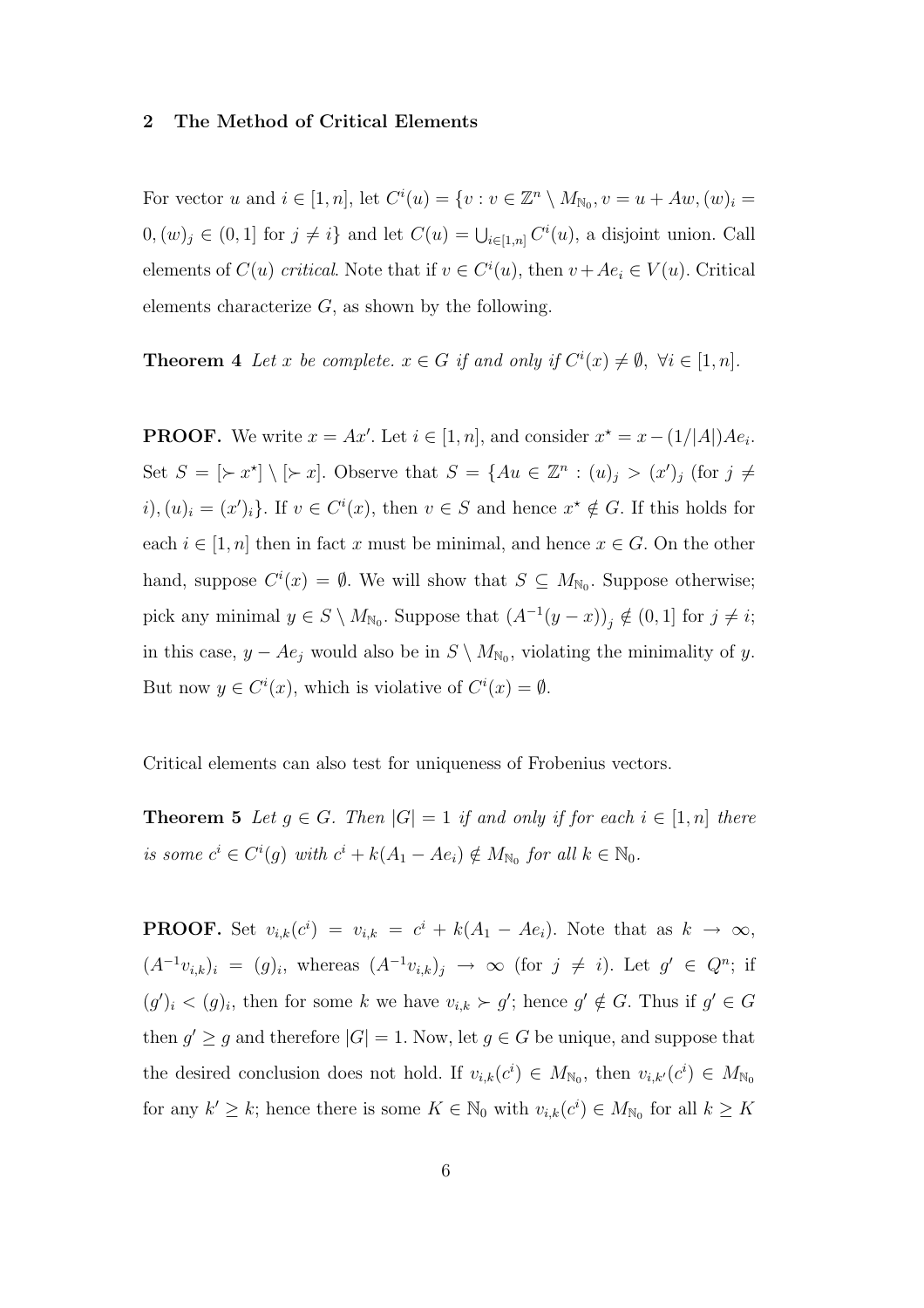## 2 The Method of Critical Elements

For vector $u$ and $i \in [1, n]$, let $C^i(u) = \{v : v \in \mathbb{Z}^n \setminus M_{\mathbb{N}_0}, v = u + Aw, (w)_i = 0, (w)_j \in (0, 1] \text{ for } j \neq i\}$ and let $C(u) = \bigcup_{i \in [1,n]} C^i(u)$, a disjoint union. Call elements of $C(u)$ *critical*. Note that if $v \in C^i(u)$, then $v + Ae_i \in V(u)$. Critical elements characterize $G$, as shown by the following.

**Theorem 4** *Let $x$ be complete. $x \in G$ if and only if $C^i(x) \neq \emptyset, \ \forall i \in [1, n]$.*

**PROOF.** We write $x = Ax'$. Let $i \in [1, n]$, and consider $x^\star = x - (1/|A|)Ae_i$. Set $S = [\succ x^\star] \setminus [\succ x]$. Observe that $S = \{Au \in \mathbb{Z}^n : (u)_j > (x')_j \text{ (for } j \neq i), (u)_i = (x')_i\}$. If $v \in C^i(x)$, then $v \in S$ and hence $x^\star \notin G$. If this holds for each $i \in [1, n]$ then in fact $x$ must be minimal, and hence $x \in G$. On the other hand, suppose $C^i(x) = \emptyset$. We will show that $S \subseteq M_{\mathbb{N}_0}$. Suppose otherwise; pick any minimal $y \in S \setminus M_{\mathbb{N}_0}$. Suppose that $(A^{-1}(y - x))_j \notin (0, 1]$ for $j \neq i$; in this case, $y - Ae_j$ would also be in $S \setminus M_{\mathbb{N}_0}$, violating the minimality of $y$. But now $y \in C^i(x)$, which is violative of $C^i(x) = \emptyset$.

Critical elements can also test for uniqueness of Frobenius vectors.

**Theorem 5** *Let $g \in G$. Then $|G| = 1$ if and only if for each $i \in [1, n]$ there is some $c^i \in C^i(g)$ with $c^i + k(A_1 - Ae_i) \notin M_{\mathbb{N}_0}$ for all $k \in \mathbb{N}_0$.*

**PROOF.** Set $v_{i,k}(c^i) = v_{i,k} = c^i + k(A_1 - Ae_i)$. Note that as $k \to \infty$, $(A^{-1}v_{i,k})_i = (g)_i$, whereas $(A^{-1}v_{i,k})_j \to \infty$ (for $j \neq i$). Let $g' \in Q^n$; if $(g')_i < (g)_i$, then for some $k$ we have $v_{i,k} \succ g'$; hence $g' \notin G$. Thus if $g' \in G$ then $g' \geq g$ and therefore $|G| = 1$. Now, let $g \in G$ be unique, and suppose that the desired conclusion does not hold. If $v_{i,k}(c^i) \in M_{\mathbb{N}_0}$, then $v_{i,k'}(c^i) \in M_{\mathbb{N}_0}$ for any $k' \geq k$; hence there is some $K \in \mathbb{N}_0$ with $v_{i,k}(c^i) \in M_{\mathbb{N}_0}$ for all $k \geq K$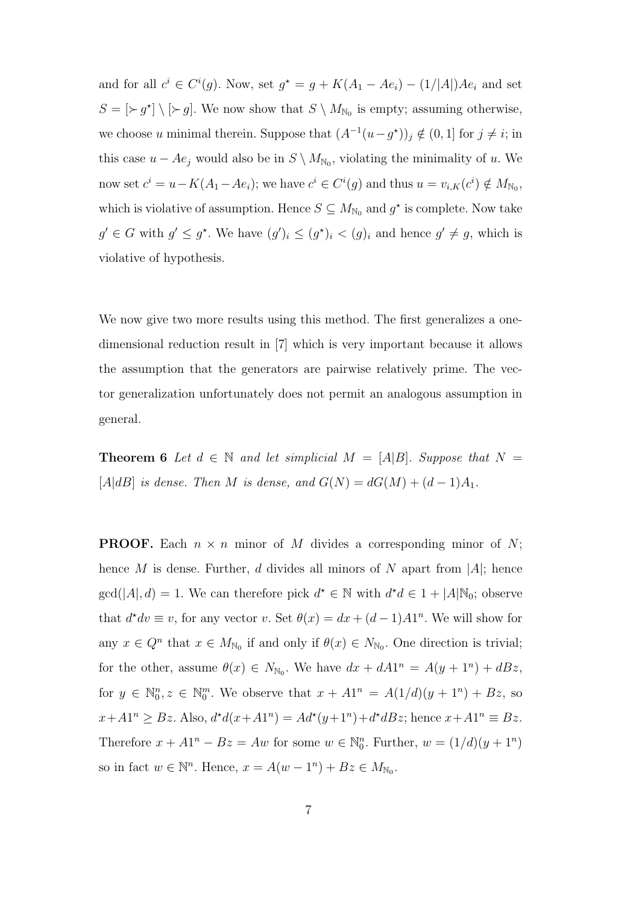and for all $c^i \in C^i(g)$. Now, set $g^\star = g + K(A_1 - Ae_i) - (1/|A|)Ae_i$ and set $S = [\succ g^\star] \setminus [\succ g]$. We now show that $S \setminus M_{\mathbb{N}_0}$ is empty; assuming otherwise, we choose $u$ minimal therein. Suppose that $(A^{-1}(u - g^\star))_j \notin (0, 1]$ for $j \neq i$; in this case $u - Ae_j$ would also be in $S \setminus M_{\mathbb{N}_0}$, violating the minimality of $u$. We now set $c^i = u - K(A_1 - Ae_i)$; we have $c^i \in C^i(g)$ and thus $u = v_{i,K}(c^i) \notin M_{\mathbb{N}_0}$, which is violative of assumption. Hence $S \subseteq M_{\mathbb{N}_0}$ and $g^\star$ is complete. Now take $g' \in G$ with $g' \leq g^\star$. We have $(g')_i \leq (g^\star)_i < (g)_i$ and hence $g' \neq g$, which is violative of hypothesis.

We now give two more results using this method. The first generalizes a one-dimensional reduction result in [7] which is very important because it allows the assumption that the generators are pairwise relatively prime. The vector generalization unfortunately does not permit an analogous assumption in general.

**Theorem 6** *Let $d \in \mathbb{N}$ and let simplicial $M = [A|B]$. Suppose that $N = [A|dB]$ is dense. Then $M$ is dense, and $G(N) = dG(M) + (d-1)A_1$.*

**PROOF.** Each $n \times n$ minor of $M$ divides a corresponding minor of $N$; hence $M$ is dense. Further, $d$ divides all minors of $N$ apart from $|A|$; hence $\gcd(|A|, d) = 1$. We can therefore pick $d^\star \in \mathbb{N}$ with $d^\star d \in 1 + |A|\mathbb{N}_0$; observe that $d^\star dv \equiv v$, for any vector $v$. Set $\theta(x) = dx + (d-1)A1^n$. We will show for any $x \in Q^n$ that $x \in M_{\mathbb{N}_0}$ if and only if $\theta(x) \in N_{\mathbb{N}_0}$. One direction is trivial; for the other, assume $\theta(x) \in N_{\mathbb{N}_0}$. We have $dx + dA1^n = A(y + 1^n) + dBz$, for $y \in \mathbb{N}_0^n, z \in \mathbb{N}_0^m$. We observe that $x + A1^n = A(1/d)(y + 1^n) + Bz$, so $x + A1^n \geq Bz$. Also, $d^\star d(x + A1^n) = Ad^\star(y + 1^n) + d^\star dBz$; hence $x + A1^n \equiv Bz$. Therefore $x + A1^n - Bz = Aw$ for some $w \in \mathbb{N}_0^n$. Further, $w = (1/d)(y + 1^n)$ so in fact $w \in \mathbb{N}^n$. Hence, $x = A(w - 1^n) + Bz \in M_{\mathbb{N}_0}$.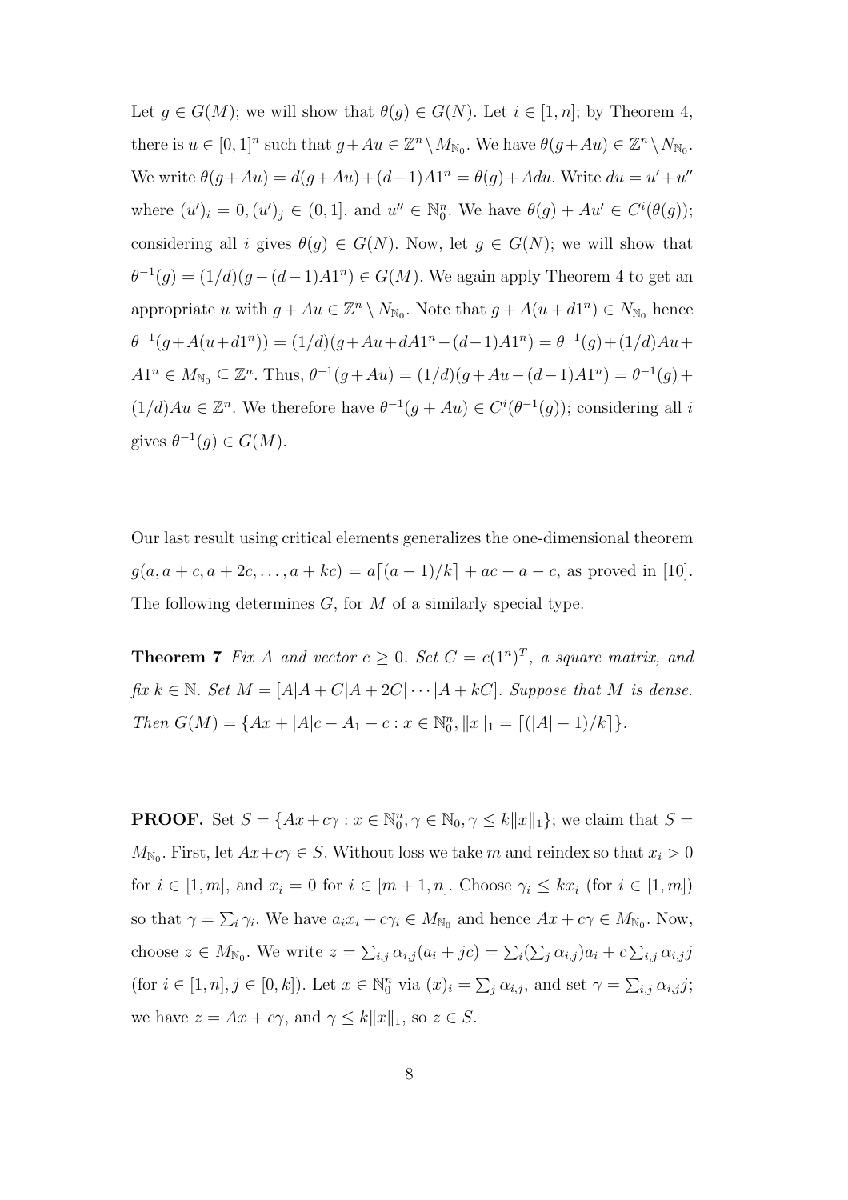Let $g \in G(M)$; we will show that $\theta(g) \in G(N)$. Let $i \in [1,n]$; by Theorem 4, there is $u \in [0,1]^n$ such that $g + Au \in \mathbb{Z}^n \setminus M_{\mathbb{N}_0}$. We have $\theta(g+Au) \in \mathbb{Z}^n \setminus N_{\mathbb{N}_0}$. We write $\theta(g+Au) = d(g+Au)+(d-1)A1^n = \theta(g)+Adu$. Write $du = u' + u''$ where $(u')_i = 0, (u')_j \in (0,1]$, and $u'' \in \mathbb{N}_0^n$. We have $\theta(g) + Au' \in C^i(\theta(g))$; considering all $i$ gives $\theta(g) \in G(N)$. Now, let $g \in G(N)$; we will show that $\theta^{-1}(g) = (1/d)(g-(d-1)A1^n) \in G(M)$. We again apply Theorem 4 to get an appropriate $u$ with $g + Au \in \mathbb{Z}^n \setminus N_{\mathbb{N}_0}$. Note that $g + A(u + d1^n) \in N_{\mathbb{N}_0}$ hence $\theta^{-1}(g+A(u+d1^n)) = (1/d)(g+Au+dA1^n-(d-1)A1^n) = \theta^{-1}(g)+(1/d)Au+A1^n \in M_{\mathbb{N}_0} \subseteq \mathbb{Z}^n$. Thus, $\theta^{-1}(g+Au) = (1/d)(g+Au-(d-1)A1^n) = \theta^{-1}(g)+(1/d)Au \in \mathbb{Z}^n$. We therefore have $\theta^{-1}(g+Au) \in C^i(\theta^{-1}(g))$; considering all $i$ gives $\theta^{-1}(g) \in G(M)$.

Our last result using critical elements generalizes the one-dimensional theorem $g(a, a+c, a+2c, \ldots, a+kc) = a\lceil (a-1)/k \rceil + ac - a - c$, as proved in [10]. The following determines $G$, for $M$ of a similarly special type.

**Theorem 7** *Fix $A$ and vector $c \geq 0$. Set $C = c(1^n)^T$, a square matrix, and fix $k \in \mathbb{N}$. Set $M = [A|A+C|A+2C|\cdots|A+kC]$. Suppose that $M$ is dense. Then $G(M) = \{Ax + |A|c - A_1 - c : x \in \mathbb{N}_0^n, \|x\|_1 = \lceil (|A|-1)/k \rceil\}$.*

**PROOF.** Set $S = \{Ax + c\gamma : x \in \mathbb{N}_0^n, \gamma \in \mathbb{N}_0, \gamma \leq k\|x\|_1\}$; we claim that $S = M_{\mathbb{N}_0}$. First, let $Ax + c\gamma \in S$. Without loss we take $m$ and reindex so that $x_i > 0$ for $i \in [1,m]$, and $x_i = 0$ for $i \in [m+1,n]$. Choose $\gamma_i \leq kx_i$ (for $i \in [1,m]$) so that $\gamma = \sum_i \gamma_i$. We have $a_i x_i + c\gamma_i \in M_{\mathbb{N}_0}$ and hence $Ax + c\gamma \in M_{\mathbb{N}_0}$. Now, choose $z \in M_{\mathbb{N}_0}$. We write $z = \sum_{i,j} \alpha_{i,j}(a_i + jc) = \sum_i (\sum_j \alpha_{i,j}) a_i + c\sum_{i,j} \alpha_{i,j} j$ (for $i \in [1,n], j \in [0,k]$). Let $x \in \mathbb{N}_0^n$ via $(x)_i = \sum_j \alpha_{i,j}$, and set $\gamma = \sum_{i,j} \alpha_{i,j} j$; we have $z = Ax + c\gamma$, and $\gamma \leq k\|x\|_1$, so $z \in S$.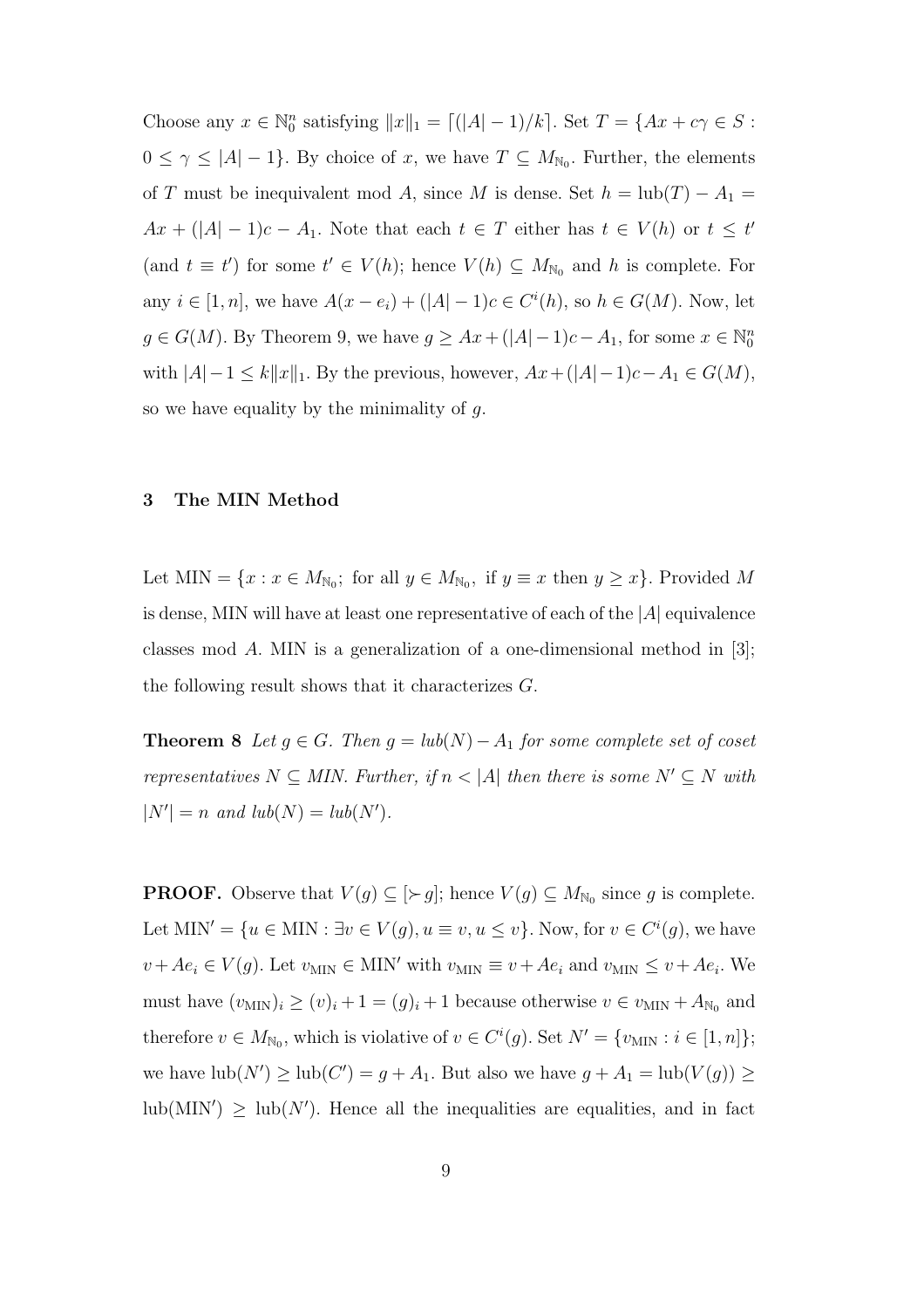Choose any $x \in \mathbb{N}_0^n$ satisfying $\|x\|_1 = \lceil (|A|-1)/k \rceil$. Set $T = \{Ax + c\gamma \in S : 0 \le \gamma \le |A|-1\}$. By choice of $x$, we have $T \subseteq M_{\mathbb{N}_0}$. Further, the elements of $T$ must be inequivalent mod $A$, since $M$ is dense. Set $h = \text{lub}(T) - A_1 = Ax + (|A|-1)c - A_1$. Note that each $t \in T$ either has $t \in V(h)$ or $t \le t'$ (and $t \equiv t'$) for some $t' \in V(h)$; hence $V(h) \subseteq M_{\mathbb{N}_0}$ and $h$ is complete. For any $i \in [1, n]$, we have $A(x - e_i) + (|A|-1)c \in C^i(h)$, so $h \in G(M)$. Now, let $g \in G(M)$. By Theorem 9, we have $g \ge Ax + (|A|-1)c - A_1$, for some $x \in \mathbb{N}_0^n$ with $|A| - 1 \le k\|x\|_1$. By the previous, however, $Ax + (|A|-1)c - A_1 \in G(M)$, so we have equality by the minimality of $g$.

## 3 The MIN Method

Let $\text{MIN} = \{x : x \in M_{\mathbb{N}_0};\ \text{for all } y \in M_{\mathbb{N}_0},\ \text{if } y \equiv x \text{ then } y \ge x\}$. Provided $M$ is dense, MIN will have at least one representative of each of the $|A|$ equivalence classes mod $A$. MIN is a generalization of a one-dimensional method in [3]; the following result shows that it characterizes $G$.

**Theorem 8** *Let $g \in G$. Then $g = lub(N) - A_1$ for some complete set of coset representatives $N \subseteq MIN$. Further, if $n < |A|$ then there is some $N' \subseteq N$ with $|N'| = n$ and $lub(N) = lub(N')$.*

**PROOF.** Observe that $V(g) \subseteq [\succ g]$; hence $V(g) \subseteq M_{\mathbb{N}_0}$ since $g$ is complete. Let $\text{MIN}' = \{u \in \text{MIN} : \exists v \in V(g), u \equiv v, u \le v\}$. Now, for $v \in C^i(g)$, we have $v + Ae_i \in V(g)$. Let $v_{\text{MIN}} \in \text{MIN}'$ with $v_{\text{MIN}} \equiv v + Ae_i$ and $v_{\text{MIN}} \le v + Ae_i$. We must have $(v_{\text{MIN}})_i \ge (v)_i + 1 = (g)_i + 1$ because otherwise $v \in v_{\text{MIN}} + A_{\mathbb{N}_0}$ and therefore $v \in M_{\mathbb{N}_0}$, which is violative of $v \in C^i(g)$. Set $N' = \{v_{\text{MIN}} : i \in [1, n]\}$; we have $\text{lub}(N') \ge \text{lub}(C') = g + A_1$. But also we have $g + A_1 = \text{lub}(V(g)) \ge \text{lub}(\text{MIN}') \ge \text{lub}(N')$. Hence all the inequalities are equalities, and in fact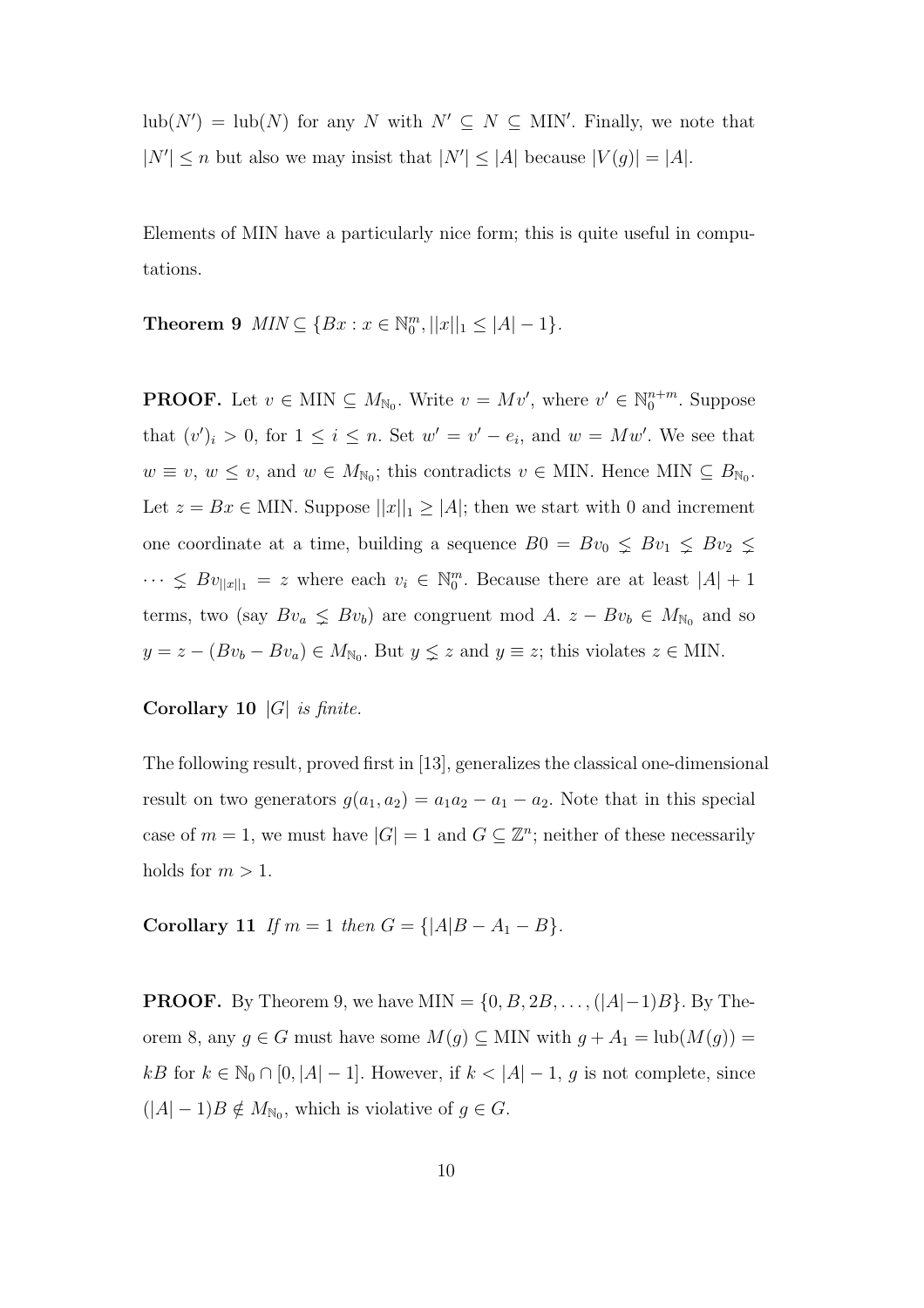$\text{lub}(N') = \text{lub}(N)$ for any $N$ with $N' \subseteq N \subseteq \text{MIN}'$. Finally, we note that $|N'| \leq n$ but also we may insist that $|N'| \leq |A|$ because $|V(g)| = |A|$.

Elements of MIN have a particularly nice form; this is quite useful in computations.

**Theorem 9** *$MIN \subseteq \{Bx : x \in \mathbb{N}_0^m, ||x||_1 \leq |A| - 1\}$.*

**PROOF.** Let $v \in \text{MIN} \subseteq M_{\mathbb{N}_0}$. Write $v = Mv'$, where $v' \in \mathbb{N}_0^{n+m}$. Suppose that $(v')_i > 0$, for $1 \leq i \leq n$. Set $w' = v' - e_i$, and $w = Mw'$. We see that $w \equiv v$, $w \leq v$, and $w \in M_{\mathbb{N}_0}$; this contradicts $v \in \text{MIN}$. Hence $\text{MIN} \subseteq B_{\mathbb{N}_0}$. Let $z = Bx \in \text{MIN}$. Suppose $||x||_1 \geq |A|$; then we start with 0 and increment one coordinate at a time, building a sequence $B0 = Bv_0 \lneq Bv_1 \lneq Bv_2 \lneq \cdots \lneq Bv_{||x||_1} = z$ where each $v_i \in \mathbb{N}_0^m$. Because there are at least $|A| + 1$ terms, two (say $Bv_a \lneq Bv_b$) are congruent mod $A$. $z - Bv_b \in M_{\mathbb{N}_0}$ and so $y = z - (Bv_b - Bv_a) \in M_{\mathbb{N}_0}$. But $y \lneq z$ and $y \equiv z$; this violates $z \in \text{MIN}$.

**Corollary 10** *$|G|$ is finite.*

The following result, proved first in [13], generalizes the classical one-dimensional result on two generators $g(a_1, a_2) = a_1 a_2 - a_1 - a_2$. Note that in this special case of $m = 1$, we must have $|G| = 1$ and $G \subseteq \mathbb{Z}^n$; neither of these necessarily holds for $m > 1$.

**Corollary 11** *If $m = 1$ then $G = \{|A|B - A_1 - B\}$.*

**PROOF.** By Theorem 9, we have $\text{MIN} = \{0, B, 2B, \ldots, (|A|-1)B\}$. By Theorem 8, any $g \in G$ must have some $M(g) \subseteq \text{MIN}$ with $g + A_1 = \text{lub}(M(g)) = kB$ for $k \in \mathbb{N}_0 \cap [0, |A| - 1]$. However, if $k < |A| - 1$, $g$ is not complete, since $(|A| - 1)B \notin M_{\mathbb{N}_0}$, which is violative of $g \in G$.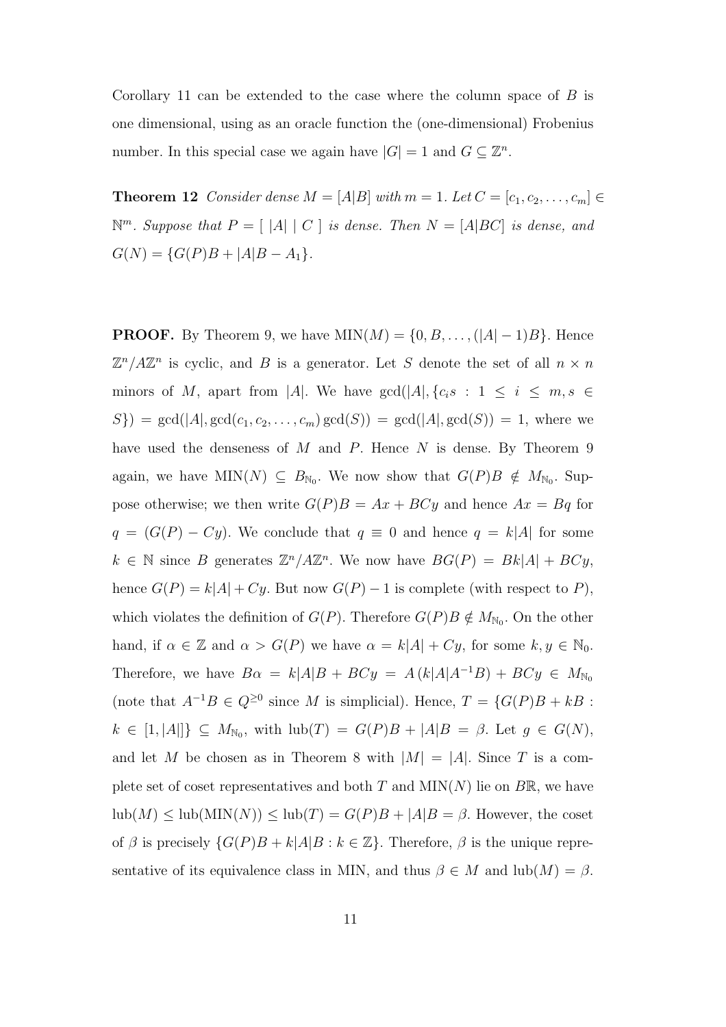Corollary 11 can be extended to the case where the column space of $B$ is one dimensional, using as an oracle function the (one-dimensional) Frobenius number. In this special case we again have $|G| = 1$ and $G \subseteq \mathbb{Z}^n$.

**Theorem 12** *Consider dense $M = [A|B]$ with $m = 1$. Let $C = [c_1, c_2, \ldots, c_m] \in \mathbb{N}^m$. Suppose that $P = [\ |A|\ |\ C\ ]$ is dense. Then $N = [A|BC]$ is dense, and $G(N) = \{G(P)B + |A|B - A_1\}$.*

**PROOF.** By Theorem 9, we have $\text{MIN}(M) = \{0, B, \ldots, (|A|-1)B\}$. Hence $\mathbb{Z}^n/A\mathbb{Z}^n$ is cyclic, and $B$ is a generator. Let $S$ denote the set of all $n \times n$ minors of $M$, apart from $|A|$. We have $\gcd(|A|, \{c_i s : 1 \leq i \leq m, s \in S\}) = \gcd(|A|, \gcd(c_1, c_2, \ldots, c_m)\gcd(S)) = \gcd(|A|, \gcd(S)) = 1$, where we have used the denseness of $M$ and $P$. Hence $N$ is dense. By Theorem 9 again, we have $\text{MIN}(N) \subseteq B_{\mathbb{N}_0}$. We now show that $G(P)B \notin M_{\mathbb{N}_0}$. Suppose otherwise; we then write $G(P)B = Ax + BCy$ and hence $Ax = Bq$ for $q = (G(P) - Cy)$. We conclude that $q \equiv 0$ and hence $q = k|A|$ for some $k \in \mathbb{N}$ since $B$ generates $\mathbb{Z}^n/A\mathbb{Z}^n$. We now have $BG(P) = Bk|A| + BCy$, hence $G(P) = k|A| + Cy$. But now $G(P) - 1$ is complete (with respect to $P$), which violates the definition of $G(P)$. Therefore $G(P)B \notin M_{\mathbb{N}_0}$. On the other hand, if $\alpha \in \mathbb{Z}$ and $\alpha > G(P)$ we have $\alpha = k|A| + Cy$, for some $k, y \in \mathbb{N}_0$. Therefore, we have $B\alpha = k|A|B + BCy = A(k|A|A^{-1}B) + BCy \in M_{\mathbb{N}_0}$ (note that $A^{-1}B \in Q^{\geq 0}$ since $M$ is simplicial). Hence, $T = \{G(P)B + kB : k \in [1, |A|]\} \subseteq M_{\mathbb{N}_0}$, with $\text{lub}(T) = G(P)B + |A|B = \beta$. Let $g \in G(N)$, and let $M$ be chosen as in Theorem 8 with $|M| = |A|$. Since $T$ is a complete set of coset representatives and both $T$ and $\text{MIN}(N)$ lie on $B\mathbb{R}$, we have $\text{lub}(M) \leq \text{lub}(\text{MIN}(N)) \leq \text{lub}(T) = G(P)B + |A|B = \beta$. However, the coset of $\beta$ is precisely $\{G(P)B + k|A|B : k \in \mathbb{Z}\}$. Therefore, $\beta$ is the unique representative of its equivalence class in MIN, and thus $\beta \in M$ and $\text{lub}(M) = \beta$.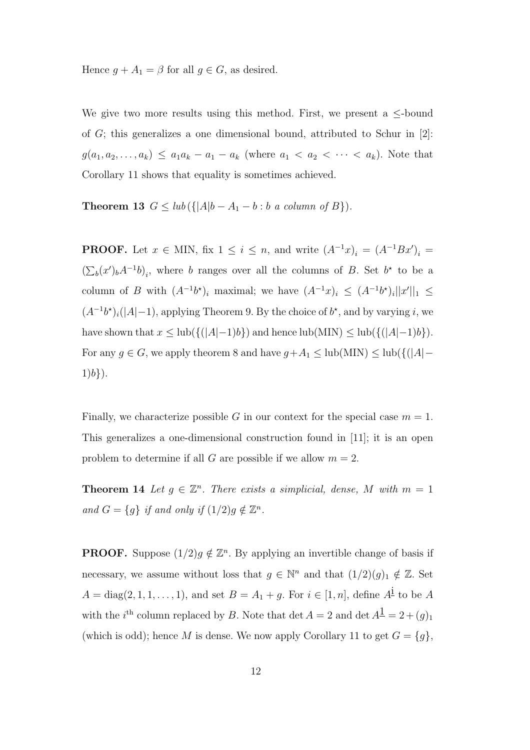Hence $g + A_1 = \beta$ for all $g \in G$, as desired.

We give two more results using this method. First, we present a $\leq$-bound of $G$; this generalizes a one dimensional bound, attributed to Schur in [2]: $g(a_1, a_2, \ldots, a_k) \leq a_1 a_k - a_1 - a_k$ (where $a_1 < a_2 < \cdots < a_k$). Note that Corollary 11 shows that equality is sometimes achieved.

**Theorem 13** *$G \leq lub(\{|A|b - A_1 - b : b$ a column of $B\})$.*

**PROOF.** Let $x \in$ MIN, fix $1 \leq i \leq n$, and write $(A^{-1}x)_i = (A^{-1}Bx')_i = \left(\sum_b (x')_b A^{-1}b\right)_i$, where $b$ ranges over all the columns of $B$. Set $b^\star$ to be a column of $B$ with $(A^{-1}b^\star)_i$ maximal; we have $(A^{-1}x)_i \leq (A^{-1}b^\star)_i ||x'||_1 \leq (A^{-1}b^\star)_i(|A|-1)$, applying Theorem 9. By the choice of $b^\star$, and by varying $i$, we have shown that $x \leq \text{lub}(\{(|A|-1)b\})$ and hence $\text{lub}(\text{MIN}) \leq \text{lub}(\{(|A|-1)b\})$. For any $g \in G$, we apply theorem 8 and have $g + A_1 \leq \text{lub}(\text{MIN}) \leq \text{lub}(\{(|A|-1)b\})$.

Finally, we characterize possible $G$ in our context for the special case $m = 1$. This generalizes a one-dimensional construction found in [11]; it is an open problem to determine if all $G$ are possible if we allow $m = 2$.

**Theorem 14** *Let $g \in \mathbb{Z}^n$. There exists a simplicial, dense, $M$ with $m = 1$ and $G = \{g\}$ if and only if $(1/2)g \notin \mathbb{Z}^n$.*

**PROOF.** Suppose $(1/2)g \notin \mathbb{Z}^n$. By applying an invertible change of basis if necessary, we assume without loss that $g \in \mathbb{N}^n$ and that $(1/2)(g)_1 \notin \mathbb{Z}$. Set $A = \text{diag}(2, 1, 1, \ldots, 1)$, and set $B = A_1 + g$. For $i \in [1, n]$, define $A^{\underline{i}}$ to be $A$ with the $i^{\text{th}}$ column replaced by $B$. Note that $\det A = 2$ and $\det A^{\underline{1}} = 2 + (g)_1$ (which is odd); hence $M$ is dense. We now apply Corollary 11 to get $G = \{g\}$,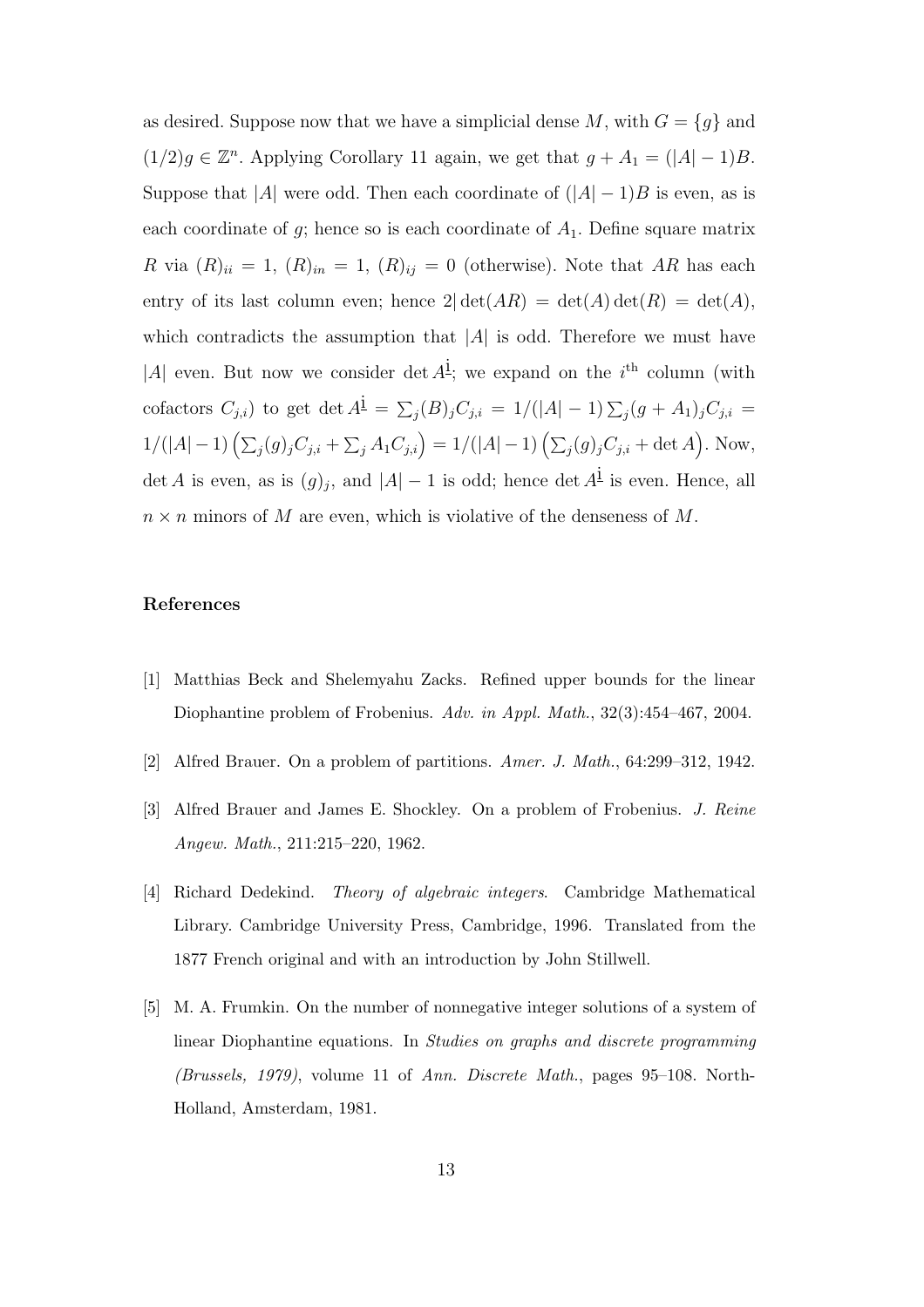as desired. Suppose now that we have a simplicial dense $M$, with $G = \{g\}$ and $(1/2)g \in \mathbb{Z}^n$. Applying Corollary 11 again, we get that $g + A_1 = (|A| - 1)B$. Suppose that $|A|$ were odd. Then each coordinate of $(|A| - 1)B$ is even, as is each coordinate of $g$; hence so is each coordinate of $A_1$. Define square matrix $R$ via $(R)_{ii} = 1$, $(R)_{in} = 1$, $(R)_{ij} = 0$ (otherwise). Note that $AR$ has each entry of its last column even; hence $2|\det(AR) = \det(A)\det(R) = \det(A)$, which contradicts the assumption that $|A|$ is odd. Therefore we must have $|A|$ even. But now we consider $\det A^{\underline{i}}$; we expand on the $i^{\text{th}}$ column (with cofactors $C_{j,i}$) to get $\det A^{\underline{i}} = \sum_j (B)_j C_{j,i} = 1/(|A| - 1)\sum_j (g + A_1)_j C_{j,i} = 1/(|A| - 1)\left(\sum_j (g)_j C_{j,i} + \sum_j A_1 C_{j,i}\right) = 1/(|A| - 1)\left(\sum_j (g)_j C_{j,i} + \det A\right)$. Now, $\det A$ is even, as is $(g)_j$, and $|A| - 1$ is odd; hence $\det A^{\underline{i}}$ is even. Hence, all $n \times n$ minors of $M$ are even, which is violative of the denseness of $M$.

### References

[1] Matthias Beck and Shelemyahu Zacks. Refined upper bounds for the linear Diophantine problem of Frobenius. *Adv. in Appl. Math.*, 32(3):454–467, 2004.

[2] Alfred Brauer. On a problem of partitions. *Amer. J. Math.*, 64:299–312, 1942.

[3] Alfred Brauer and James E. Shockley. On a problem of Frobenius. *J. Reine Angew. Math.*, 211:215–220, 1962.

[4] Richard Dedekind. *Theory of algebraic integers*. Cambridge Mathematical Library. Cambridge University Press, Cambridge, 1996. Translated from the 1877 French original and with an introduction by John Stillwell.

[5] M. A. Frumkin. On the number of nonnegative integer solutions of a system of linear Diophantine equations. In *Studies on graphs and discrete programming (Brussels, 1979)*, volume 11 of *Ann. Discrete Math.*, pages 95–108. North-Holland, Amsterdam, 1981.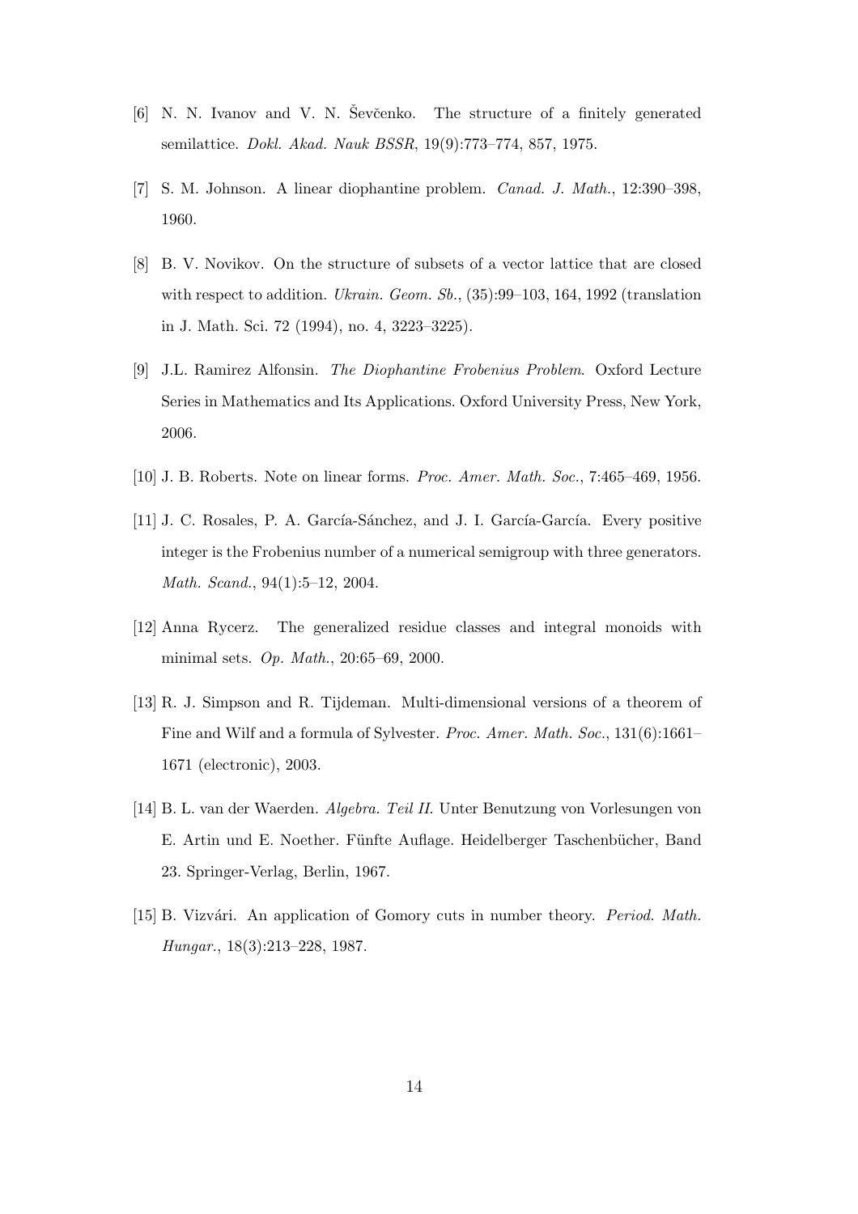[6] N. N. Ivanov and V. N. Ševčenko. The structure of a finitely generated semilattice. *Dokl. Akad. Nauk BSSR*, 19(9):773–774, 857, 1975.

[7] S. M. Johnson. A linear diophantine problem. *Canad. J. Math.*, 12:390–398, 1960.

[8] B. V. Novikov. On the structure of subsets of a vector lattice that are closed with respect to addition. *Ukrain. Geom. Sb.*, (35):99–103, 164, 1992 (translation in J. Math. Sci. 72 (1994), no. 4, 3223–3225).

[9] J.L. Ramirez Alfonsin. *The Diophantine Frobenius Problem*. Oxford Lecture Series in Mathematics and Its Applications. Oxford University Press, New York, 2006.

[10] J. B. Roberts. Note on linear forms. *Proc. Amer. Math. Soc.*, 7:465–469, 1956.

[11] J. C. Rosales, P. A. García-Sánchez, and J. I. García-García. Every positive integer is the Frobenius number of a numerical semigroup with three generators. *Math. Scand.*, 94(1):5–12, 2004.

[12] Anna Rycerz. The generalized residue classes and integral monoids with minimal sets. *Op. Math.*, 20:65–69, 2000.

[13] R. J. Simpson and R. Tijdeman. Multi-dimensional versions of a theorem of Fine and Wilf and a formula of Sylvester. *Proc. Amer. Math. Soc.*, 131(6):1661–1671 (electronic), 2003.

[14] B. L. van der Waerden. *Algebra. Teil II*. Unter Benutzung von Vorlesungen von E. Artin und E. Noether. Fünfte Auflage. Heidelberger Taschenbücher, Band 23. Springer-Verlag, Berlin, 1967.

[15] B. Vizvári. An application of Gomory cuts in number theory. *Period. Math. Hungar.*, 18(3):213–228, 1987.